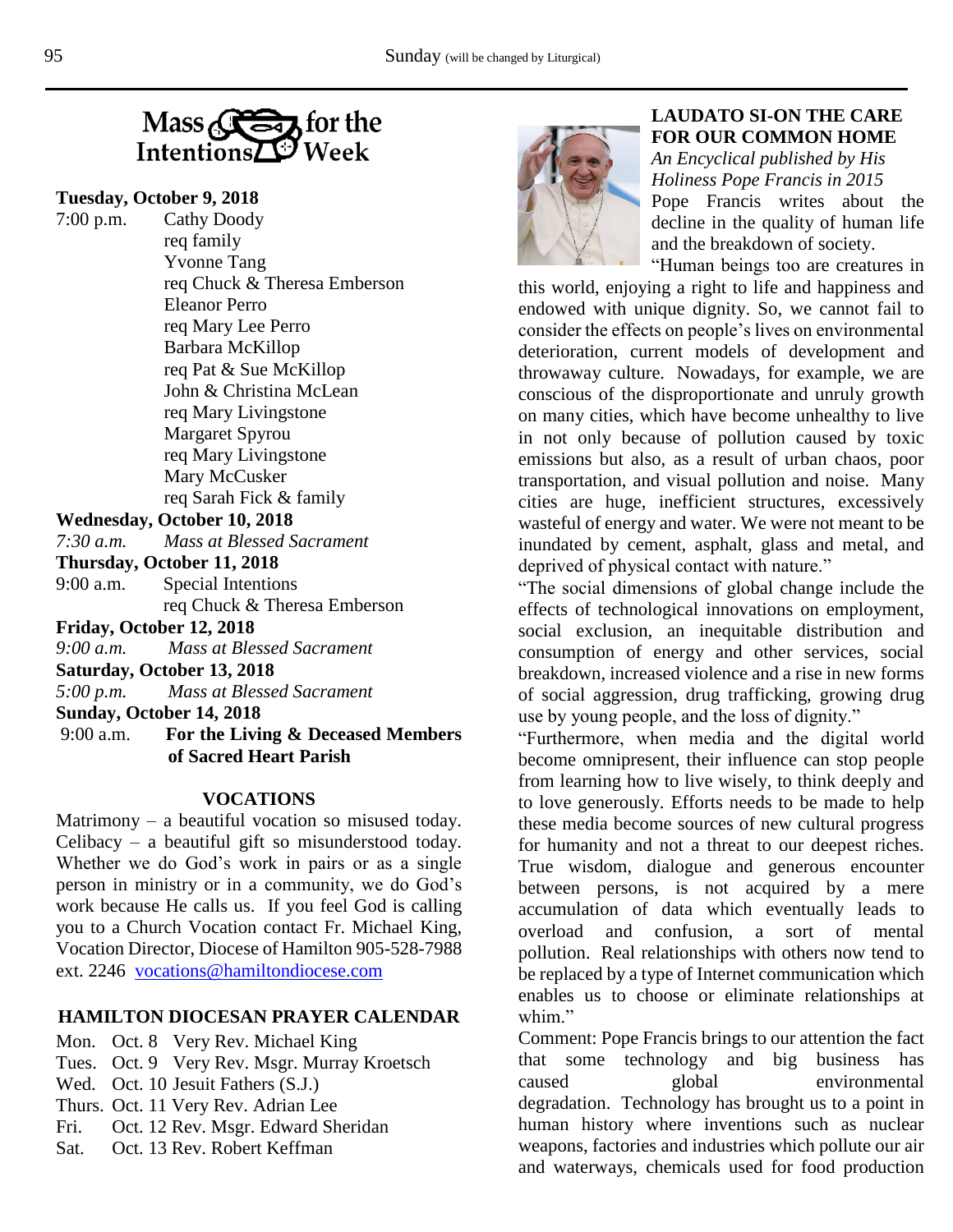# Mass Intentions for the Week

**Tuesday, October 9, 2018**

7:00 p.m. Cathy Doody
req family
Yvonne Tang
req Chuck & Theresa Emberson
Eleanor Perro
req Mary Lee Perro
Barbara McKillop
req Pat & Sue McKillop
John & Christina McLean
req Mary Livingstone
Margaret Spyrou
req Mary Livingstone
Mary McCusker
req Sarah Fick & family

**Wednesday, October 10, 2018**

*7:30 a.m. Mass at Blessed Sacrament*

**Thursday, October 11, 2018**

9:00 a.m. Special Intentions
req Chuck & Theresa Emberson

**Friday, October 12, 2018**

*9:00 a.m. Mass at Blessed Sacrament*

**Saturday, October 13, 2018**

*5:00 p.m. Mass at Blessed Sacrament*

**Sunday, October 14, 2018**

9:00 a.m. **For the Living & Deceased Members of Sacred Heart Parish**

## VOCATIONS

Matrimony – a beautiful vocation so misused today. Celibacy – a beautiful gift so misunderstood today. Whether we do God's work in pairs or as a single person in ministry or in a community, we do God's work because He calls us. If you feel God is calling you to a Church Vocation contact Fr. Michael King, Vocation Director, Diocese of Hamilton 905-528-7988 ext. 2246 vocations@hamiltondiocese.com

## HAMILTON DIOCESAN PRAYER CALENDAR

Mon. Oct. 8 Very Rev. Michael King
Tues. Oct. 9 Very Rev. Msgr. Murray Kroetsch
Wed. Oct. 10 Jesuit Fathers (S.J.)
Thurs. Oct. 11 Very Rev. Adrian Lee
Fri. Oct. 12 Rev. Msgr. Edward Sheridan
Sat. Oct. 13 Rev. Robert Keffman

## LAUDATO SI-ON THE CARE FOR OUR COMMON HOME

*An Encyclical published by His Holiness Pope Francis in 2015*

Pope Francis writes about the decline in the quality of human life and the breakdown of society.

"Human beings too are creatures in this world, enjoying a right to life and happiness and endowed with unique dignity. So, we cannot fail to consider the effects on people's lives on environmental deterioration, current models of development and throwaway culture. Nowadays, for example, we are conscious of the disproportionate and unruly growth on many cities, which have become unhealthy to live in not only because of pollution caused by toxic emissions but also, as a result of urban chaos, poor transportation, and visual pollution and noise. Many cities are huge, inefficient structures, excessively wasteful of energy and water. We were not meant to be inundated by cement, asphalt, glass and metal, and deprived of physical contact with nature."

"The social dimensions of global change include the effects of technological innovations on employment, social exclusion, an inequitable distribution and consumption of energy and other services, social breakdown, increased violence and a rise in new forms of social aggression, drug trafficking, growing drug use by young people, and the loss of dignity."

"Furthermore, when media and the digital world become omnipresent, their influence can stop people from learning how to live wisely, to think deeply and to love generously. Efforts needs to be made to help these media become sources of new cultural progress for humanity and not a threat to our deepest riches. True wisdom, dialogue and generous encounter between persons, is not acquired by a mere accumulation of data which eventually leads to overload and confusion, a sort of mental pollution. Real relationships with others now tend to be replaced by a type of Internet communication which enables us to choose or eliminate relationships at whim."

Comment: Pope Francis brings to our attention the fact that some technology and big business has caused global environmental degradation. Technology has brought us to a point in human history where inventions such as nuclear weapons, factories and industries which pollute our air and waterways, chemicals used for food production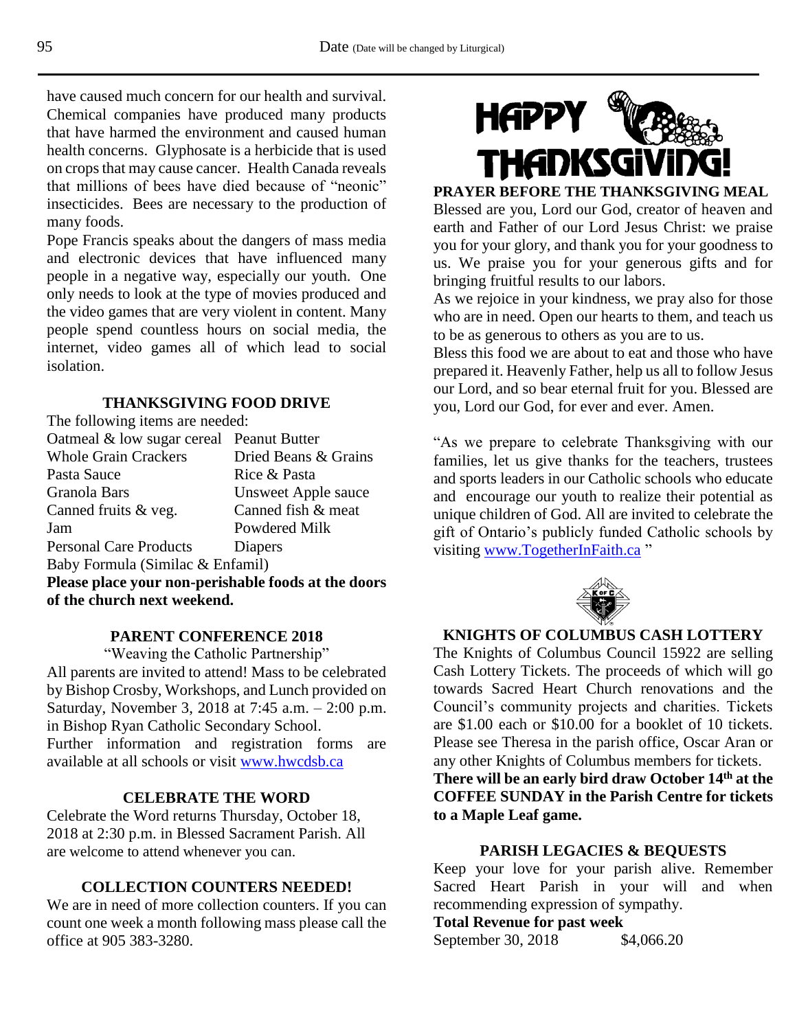have caused much concern for our health and survival. Chemical companies have produced many products that have harmed the environment and caused human health concerns. Glyphosate is a herbicide that is used on crops that may cause cancer. Health Canada reveals that millions of bees have died because of "neonic" insecticides. Bees are necessary to the production of many foods.

Pope Francis speaks about the dangers of mass media and electronic devices that have influenced many people in a negative way, especially our youth. One only needs to look at the type of movies produced and the video games that are very violent in content. Many people spend countless hours on social media, the internet, video games all of which lead to social isolation.

## THANKSGIVING FOOD DRIVE

The following items are needed:

| | |
|---|---|
| Oatmeal & low sugar cereal | Peanut Butter |
| Whole Grain Crackers | Dried Beans & Grains |
| Pasta Sauce | Rice & Pasta |
| Granola Bars | Unsweet Apple sauce |
| Canned fruits & veg. | Canned fish & meat |
| Jam | Powdered Milk |
| Personal Care Products | Diapers |

Baby Formula (Similac & Enfamil)

**Please place your non-perishable foods at the doors of the church next weekend.**

## PARENT CONFERENCE 2018

"Weaving the Catholic Partnership"

All parents are invited to attend! Mass to be celebrated by Bishop Crosby, Workshops, and Lunch provided on Saturday, November 3, 2018 at 7:45 a.m. – 2:00 p.m. in Bishop Ryan Catholic Secondary School.

Further information and registration forms are available at all schools or visit www.hwcdsb.ca

## CELEBRATE THE WORD

Celebrate the Word returns Thursday, October 18, 2018 at 2:30 p.m. in Blessed Sacrament Parish. All are welcome to attend whenever you can.

## COLLECTION COUNTERS NEEDED!

We are in need of more collection counters. If you can count one week a month following mass please call the office at 905 383-3280.

HAPPY THANKSGIVING!

## PRAYER BEFORE THE THANKSGIVING MEAL

Blessed are you, Lord our God, creator of heaven and earth and Father of our Lord Jesus Christ: we praise you for your glory, and thank you for your goodness to us. We praise you for your generous gifts and for bringing fruitful results to our labors.

As we rejoice in your kindness, we pray also for those who are in need. Open our hearts to them, and teach us to be as generous to others as you are to us.

Bless this food we are about to eat and those who have prepared it. Heavenly Father, help us all to follow Jesus our Lord, and so bear eternal fruit for you. Blessed are you, Lord our God, for ever and ever. Amen.

"As we prepare to celebrate Thanksgiving with our families, let us give thanks for the teachers, trustees and sports leaders in our Catholic schools who educate and encourage our youth to realize their potential as unique children of God. All are invited to celebrate the gift of Ontario's publicly funded Catholic schools by visiting www.TogetherInFaith.ca "

## KNIGHTS OF COLUMBUS CASH LOTTERY

The Knights of Columbus Council 15922 are selling Cash Lottery Tickets. The proceeds of which will go towards Sacred Heart Church renovations and the Council's community projects and charities. Tickets are $1.00 each or $10.00 for a booklet of 10 tickets. Please see Theresa in the parish office, Oscar Aran or any other Knights of Columbus members for tickets.

**There will be an early bird draw October 14th at the COFFEE SUNDAY in the Parish Centre for tickets to a Maple Leaf game.**

## PARISH LEGACIES & BEQUESTS

Keep your love for your parish alive. Remember Sacred Heart Parish in your will and when recommending expression of sympathy.

**Total Revenue for past week**

September 30, 2018 $4,066.20